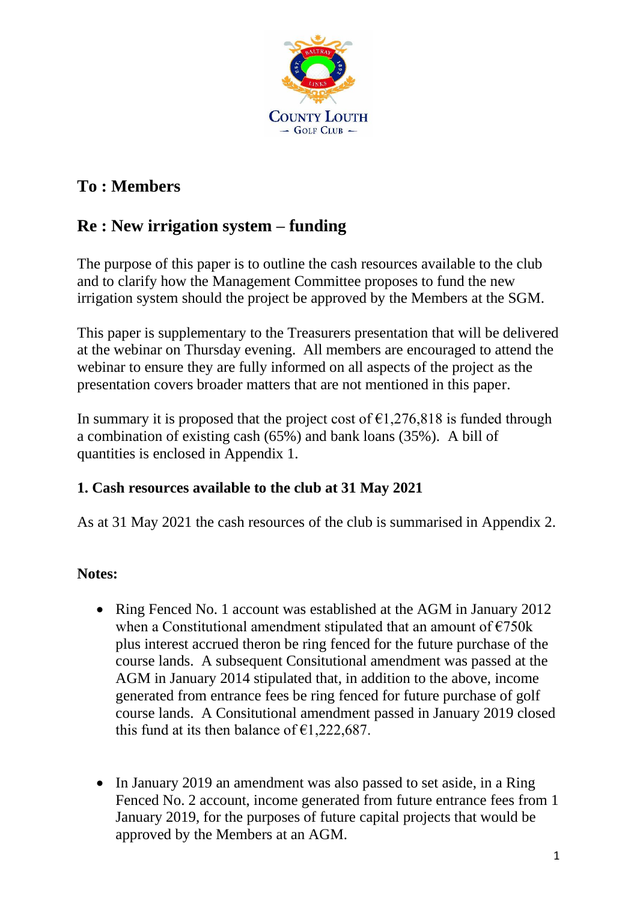## To : Members

## Re : New irrigation system – funding

The purpose of this paper is to outline the cash resources available to the club and to clarify how the Management Committee proposes to fund the new irrigation system should the project be approved by the Members at the SGM.

This paper is supplementary to the Treasurers presentation that will be delivered at the webinar on Thursday evening. All members are encouraged to attend the webinar to ensure they are fully informed on all aspects of the project as the presentation covers broader matters that are not mentioned in this paper.

In summary it is proposed that the project cost of €1,276,818 is funded through a combination of existing cash (65%) and bank loans (35%). A bill of quantities is enclosed in Appendix 1.

### 1. Cash resources available to the club at 31 May 2021

As at 31 May 2021 the cash resources of the club is summarised in Appendix 2.

**Notes:**

- Ring Fenced No. 1 account was established at the AGM in January 2012 when a Constitutional amendment stipulated that an amount of €750k plus interest accrued theron be ring fenced for the future purchase of the course lands. A subsequent Consitutional amendment was passed at the AGM in January 2014 stipulated that, in addition to the above, income generated from entrance fees be ring fenced for future purchase of golf course lands. A Consitutional amendment passed in January 2019 closed this fund at its then balance of €1,222,687.

- In January 2019 an amendment was also passed to set aside, in a Ring Fenced No. 2 account, income generated from future entrance fees from 1 January 2019, for the purposes of future capital projects that would be approved by the Members at an AGM.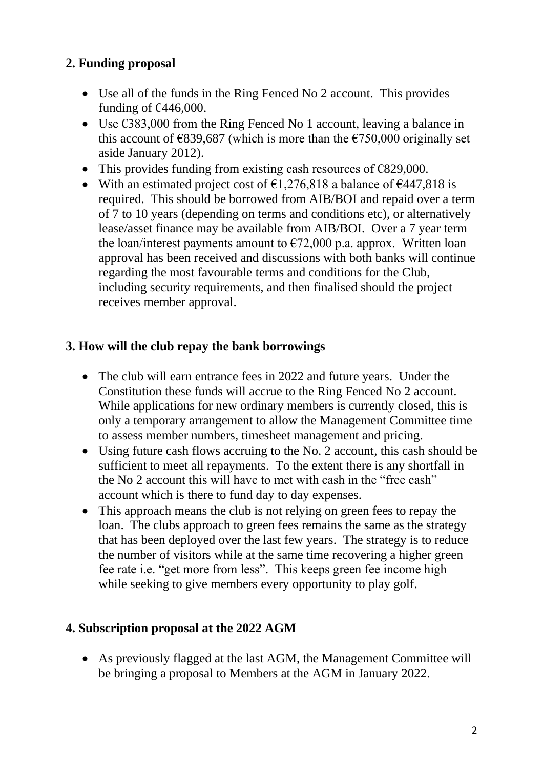## 2. Funding proposal

- Use all of the funds in the Ring Fenced No 2 account. This provides funding of €446,000.
- Use €383,000 from the Ring Fenced No 1 account, leaving a balance in this account of €839,687 (which is more than the €750,000 originally set aside January 2012).
- This provides funding from existing cash resources of €829,000.
- With an estimated project cost of €1,276,818 a balance of €447,818 is required. This should be borrowed from AIB/BOI and repaid over a term of 7 to 10 years (depending on terms and conditions etc), or alternatively lease/asset finance may be available from AIB/BOI. Over a 7 year term the loan/interest payments amount to €72,000 p.a. approx. Written loan approval has been received and discussions with both banks will continue regarding the most favourable terms and conditions for the Club, including security requirements, and then finalised should the project receives member approval.

## 3. How will the club repay the bank borrowings

- The club will earn entrance fees in 2022 and future years. Under the Constitution these funds will accrue to the Ring Fenced No 2 account. While applications for new ordinary members is currently closed, this is only a temporary arrangement to allow the Management Committee time to assess member numbers, timesheet management and pricing.
- Using future cash flows accruing to the No. 2 account, this cash should be sufficient to meet all repayments. To the extent there is any shortfall in the No 2 account this will have to met with cash in the "free cash" account which is there to fund day to day expenses.
- This approach means the club is not relying on green fees to repay the loan. The clubs approach to green fees remains the same as the strategy that has been deployed over the last few years. The strategy is to reduce the number of visitors while at the same time recovering a higher green fee rate i.e. "get more from less". This keeps green fee income high while seeking to give members every opportunity to play golf.

## 4. Subscription proposal at the 2022 AGM

- As previously flagged at the last AGM, the Management Committee will be bringing a proposal to Members at the AGM in January 2022.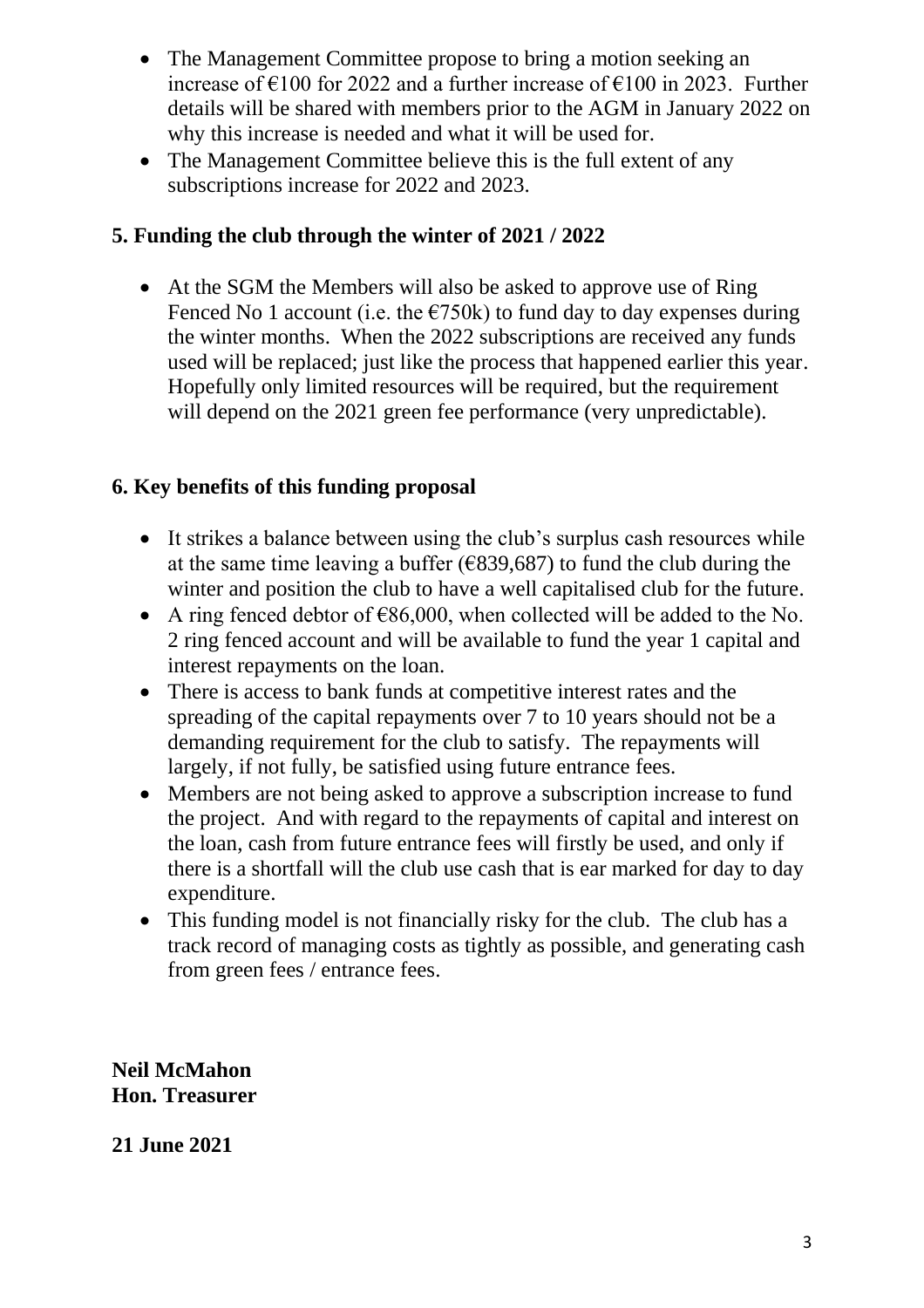- The Management Committee propose to bring a motion seeking an increase of €100 for 2022 and a further increase of €100 in 2023. Further details will be shared with members prior to the AGM in January 2022 on why this increase is needed and what it will be used for.
- The Management Committee believe this is the full extent of any subscriptions increase for 2022 and 2023.

## 5. Funding the club through the winter of 2021 / 2022

- At the SGM the Members will also be asked to approve use of Ring Fenced No 1 account (i.e. the €750k) to fund day to day expenses during the winter months. When the 2022 subscriptions are received any funds used will be replaced; just like the process that happened earlier this year. Hopefully only limited resources will be required, but the requirement will depend on the 2021 green fee performance (very unpredictable).

## 6. Key benefits of this funding proposal

- It strikes a balance between using the club's surplus cash resources while at the same time leaving a buffer (€839,687) to fund the club during the winter and position the club to have a well capitalised club for the future.
- A ring fenced debtor of €86,000, when collected will be added to the No. 2 ring fenced account and will be available to fund the year 1 capital and interest repayments on the loan.
- There is access to bank funds at competitive interest rates and the spreading of the capital repayments over 7 to 10 years should not be a demanding requirement for the club to satisfy. The repayments will largely, if not fully, be satisfied using future entrance fees.
- Members are not being asked to approve a subscription increase to fund the project. And with regard to the repayments of capital and interest on the loan, cash from future entrance fees will firstly be used, and only if there is a shortfall will the club use cash that is ear marked for day to day expenditure.
- This funding model is not financially risky for the club. The club has a track record of managing costs as tightly as possible, and generating cash from green fees / entrance fees.

**Neil McMahon**
**Hon. Treasurer**

**21 June 2021**